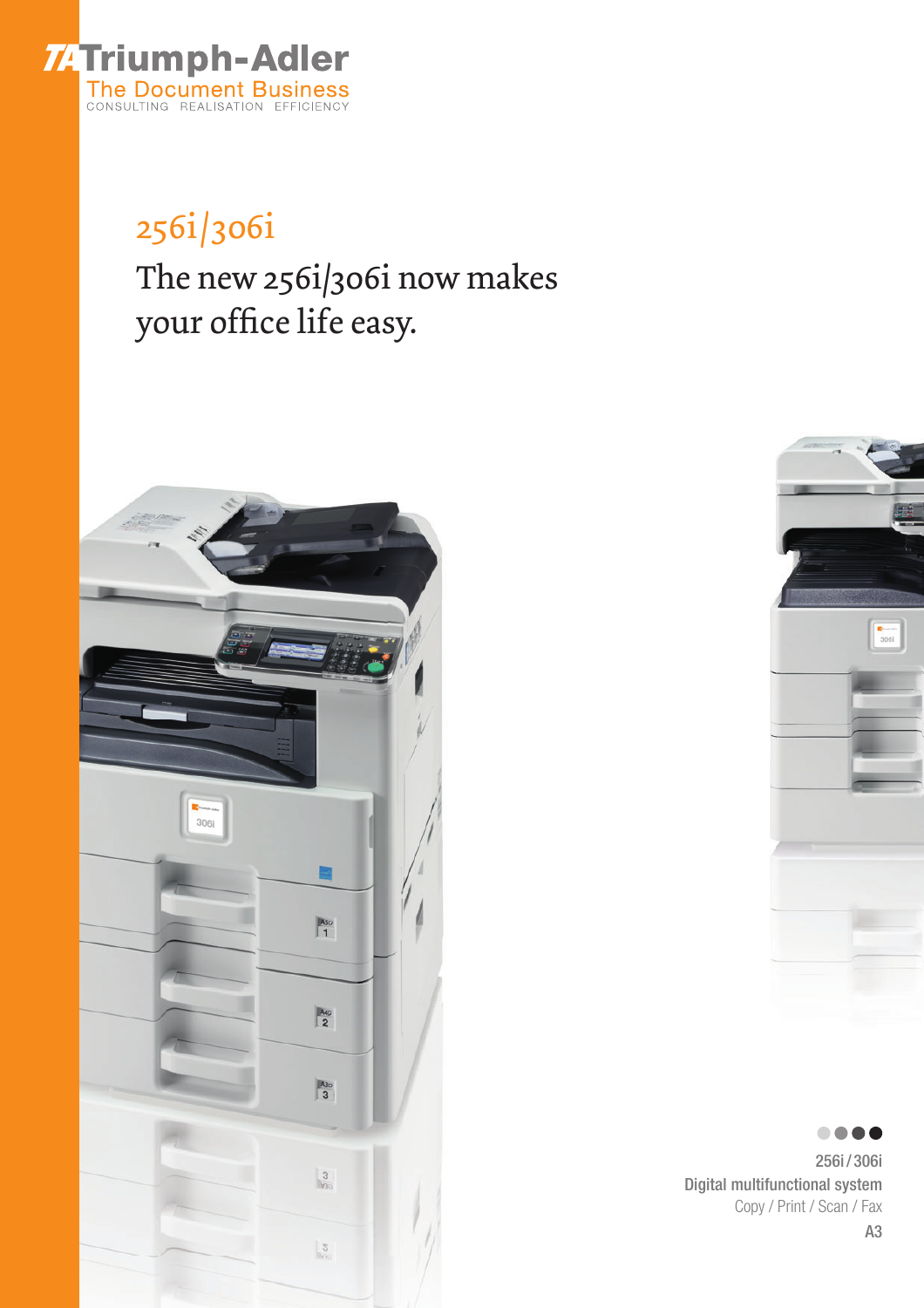Triumph-Adler

The Document Business

CONSULTING REALISATION EFFICIENCY

# 256i/306i

## The new 256i/306i now makes your office life easy.

256i / 306i

Digital multifunctional system

Copy / Print / Scan / Fax

A3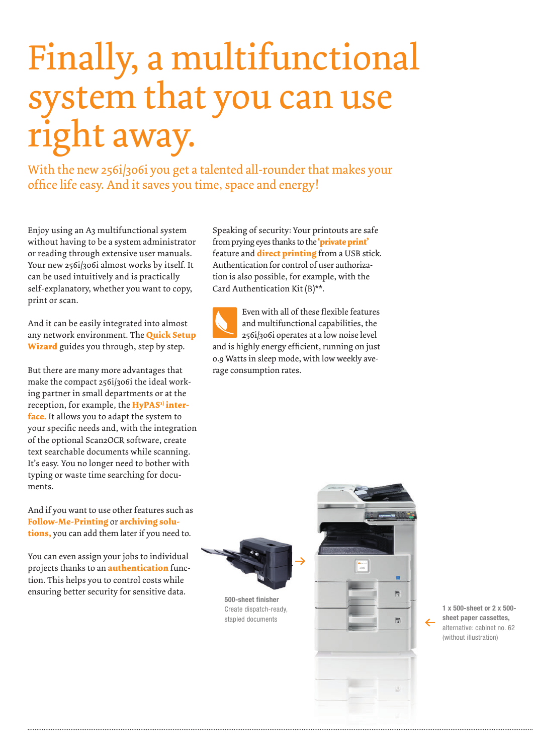# Finally, a multifunctional system that you can use right away.

## With the new 256i/306i you get a talented all-rounder that makes your office life easy. And it saves you time, space and energy!

Enjoy using an A3 multifunctional system without having to be a system administrator or reading through extensive user manuals. Your new 256i/306i almost works by itself. It can be used intuitively and is practically self-explanatory, whether you want to copy, print or scan.

And it can be easily integrated into almost any network environment. The **Quick Setup Wizard** guides you through, step by step.

But there are many more advantages that make the compact 256i/306i the ideal working partner in small departments or at the reception, for example, the **HyPAS[1] interface.** It allows you to adapt the system to your specific needs and, with the integration of the optional Scan2OCR software, create text searchable documents while scanning. It's easy. You no longer need to bother with typing or waste time searching for documents.

And if you want to use other features such as **Follow-Me-Printing** or **archiving solutions,** you can add them later if you need to.

You can even assign your jobs to individual projects thanks to an **authentication** function. This helps you to control costs while ensuring better security for sensitive data.

Speaking of security: Your printouts are safe from prying eyes thanks to the **'private print'** feature and **direct printing** from a USB stick. Authentication for control of user authorization is also possible, for example, with the Card Authentication Kit (B)**.

Even with all of these flexible features and multifunctional capabilities, the 256i/306i operates at a low noise level and is highly energy efficient, running on just 0.9 Watts in sleep mode, with low weekly average consumption rates.

**500-sheet finisher**
Create dispatch-ready, stapled documents

**1 x 500-sheet or 2 x 500-sheet paper cassettes,**
alternative: cabinet no. 62 (without illustration)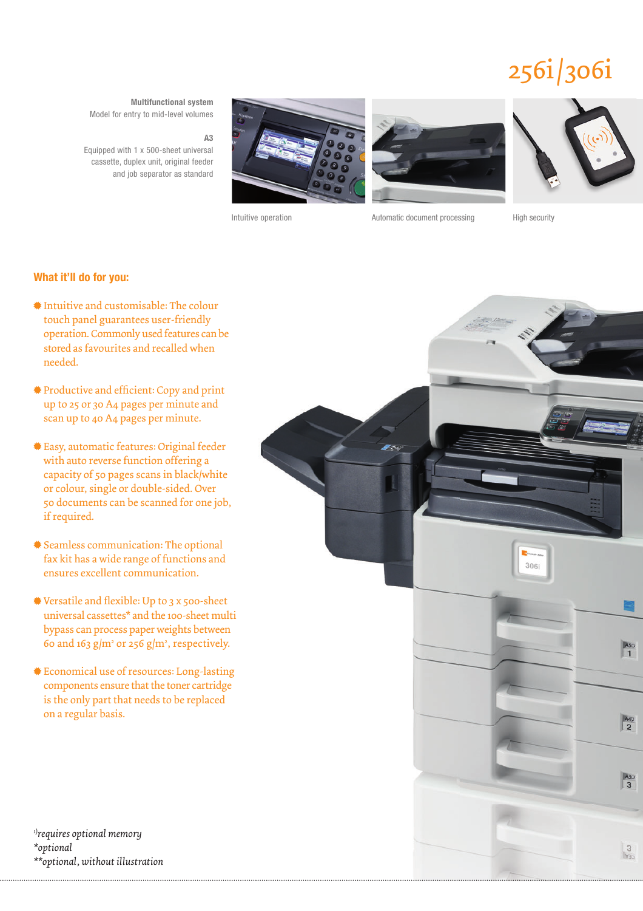# 2561/3061

**Multifunctional system**
Model for entry to mid-level volumes

**A3**
Equipped with 1 x 500-sheet universal cassette, duplex unit, original feeder and job separator as standard

Intuitive operation

Automatic document processing

High security

## What it'll do for you:

- Intuitive and customisable: The colour touch panel guarantees user-friendly operation. Commonly used features can be stored as favourites and recalled when needed.
- Productive and efficient: Copy and print up to 25 or 30 A4 pages per minute and scan up to 40 A4 pages per minute.
- Easy, automatic features: Original feeder with auto reverse function offering a capacity of 50 pages scans in black/white or colour, single or double-sided. Over 50 documents can be scanned for one job, if required.
- Seamless communication: The optional fax kit has a wide range of functions and ensures excellent communication.
- Versatile and flexible: Up to 3 x 500-sheet universal cassettes* and the 100-sheet multi bypass can process paper weights between 60 and 163 g/m² or 256 g/m², respectively.
- Economical use of resources: Long-lasting components ensure that the toner cartridge is the only part that needs to be replaced on a regular basis.

*[1)]requires optional memory*
**optional*
***optional, without illustration*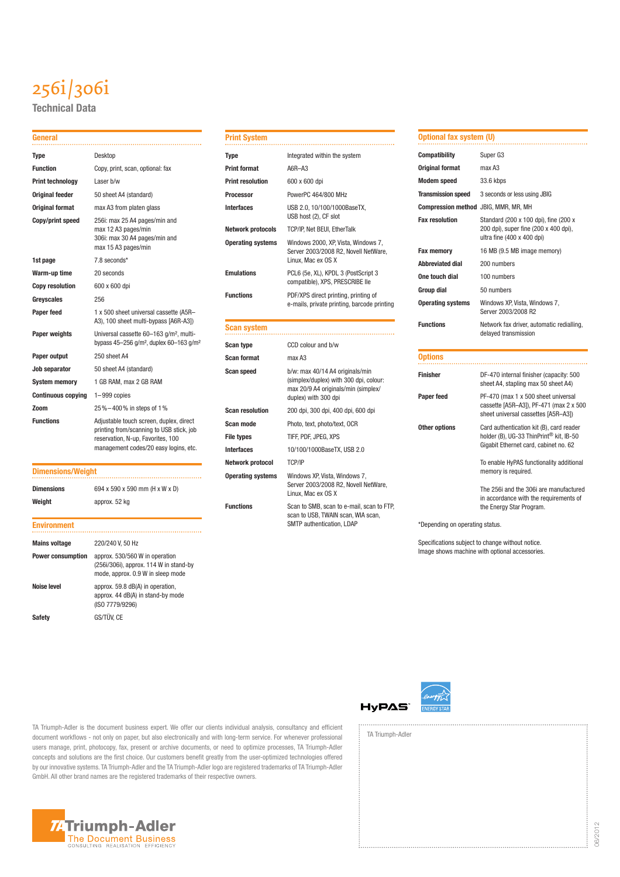# 256i/306i

## Technical Data

### General

| | |
|---|---|
| **Type** | Desktop |
| **Function** | Copy, print, scan, optional: fax |
| **Print technology** | Laser b/w |
| **Original feeder** | 50 sheet A4 (standard) |
| **Original format** | max A3 from platen glass |
| **Copy/print speed** | 256i: max 25 A4 pages/min and max 12 A3 pages/min 306i: max 30 A4 pages/min and max 15 A3 pages/min |
| **1st page** | 7.8 seconds* |
| **Warm-up time** | 20 seconds |
| **Copy resolution** | 600 x 600 dpi |
| **Greyscales** | 256 |
| **Paper feed** | 1 x 500 sheet universal cassette (A5R–A3), 100 sheet multi-bypass [A6R-A3]) |
| **Paper weights** | Universal cassette 60–163 g/m², multi-bypass 45–256 g/m², duplex 60–163 g/m² |
| **Paper output** | 250 sheet A4 |
| **Job separator** | 50 sheet A4 (standard) |
| **System memory** | 1 GB RAM, max 2 GB RAM |
| **Continuous copying** | 1–999 copies |
| **Zoom** | 25 %–400 % in steps of 1 % |
| **Functions** | Adjustable touch screen, duplex, direct printing from/scanning to USB stick, job reservation, N-up, Favorites, 100 management codes/20 easy logins, etc. |

### Dimensions/Weight

| | |
|---|---|
| **Dimensions** | 694 x 590 x 590 mm (H x W x D) |
| **Weight** | approx. 52 kg |

### Environment

| | |
|---|---|
| **Mains voltage** | 220/240 V, 50 Hz |
| **Power consumption** | approx. 530/560 W in operation (256i/306i), approx. 114 W in stand-by mode, approx. 0.9 W in sleep mode |
| **Noise level** | approx. 59.8 dB(A) in operation, approx. 44 dB(A) in stand-by mode (ISO 7779/9296) |
| **Safety** | GS/TÜV, CE |

### Print System

| | |
|---|---|
| **Type** | Integrated within the system |
| **Print format** | A6R–A3 |
| **Print resolution** | 600 x 600 dpi |
| **Processor** | PowerPC 464/800 MHz |
| **Interfaces** | USB 2.0, 10/100/1000BaseTX, USB host (2), CF slot |
| **Network protocols** | TCP/IP, Net BEUI, EtherTalk |
| **Operating systems** | Windows 2000, XP, Vista, Windows 7, Server 2003/2008 R2, Novell NetWare, Linux, Mac ex OS X |
| **Emulations** | PCL6 (5e, XL), KPDL 3 (PostScript 3 compatible), XPS, PRESCRIBE IIe |
| **Functions** | PDF/XPS direct printing, printing of e-mails, private printing, barcode printing |

### Scan system

| | |
|---|---|
| **Scan type** | CCD colour and b/w |
| **Scan format** | max A3 |
| **Scan speed** | b/w: max 40/14 A4 originals/min (simplex/duplex) with 300 dpi, colour: max 20/9 A4 originals/min (simplex/duplex) with 300 dpi |
| **Scan resolution** | 200 dpi, 300 dpi, 400 dpi, 600 dpi |
| **Scan mode** | Photo, text, photo/text, OCR |
| **File types** | TIFF, PDF, JPEG, XPS |
| **Interfaces** | 10/100/1000BaseTX, USB 2.0 |
| **Network protocol** | TCP/IP |
| **Operating systems** | Windows XP, Vista, Windows 7, Server 2003/2008 R2, Novell NetWare, Linux, Mac ex OS X |
| **Functions** | Scan to SMB, scan to e-mail, scan to FTP, scan to USB, TWAIN scan, WIA scan, SMTP authentication, LDAP |

### Optional fax system (U)

| | |
|---|---|
| **Compatibility** | Super G3 |
| **Original format** | max A3 |
| **Modem speed** | 33.6 kbps |
| **Transmission speed** | 3 seconds or less using JBIG |
| **Compression method** | JBIG, MMR, MR, MH |
| **Fax resolution** | Standard (200 x 100 dpi), fine (200 x 200 dpi), super fine (200 x 400 dpi), ultra fine (400 x 400 dpi) |
| **Fax memory** | 16 MB (9.5 MB image memory) |
| **Abbreviated dial** | 200 numbers |
| **One touch dial** | 100 numbers |
| **Group dial** | 50 numbers |
| **Operating systems** | Windows XP, Vista, Windows 7, Server 2003/2008 R2 |
| **Functions** | Network fax driver, automatic redialling, delayed transmission |

### Options

| | |
|---|---|
| **Finisher** | DF-470 internal finisher (capacity: 500 sheet A4, stapling max 50 sheet A4) |
| **Paper feed** | PF-470 (max 1 x 500 sheet universal cassette [A5R–A3]), PF-471 (max 2 x 500 sheet universal cassettes [A5R–A3]) |
| **Other options** | Card authentication kit (B), card reader holder (B), UG-33 ThinPrint® kit, IB-50 Gigabit Ethernet card, cabinet no. 62 |

To enable HyPAS functionality additional memory is required.

The 256i and the 306i are manufactured in accordance with the requirements of the Energy Star Program.

*Depending on operating status.

Specifications subject to change without notice.
Image shows machine with optional accessories.

TA Triumph-Adler is the document business expert. We offer our clients individual analysis, consultancy and efficient document workflows - not only on paper, but also electronically and with long-term service. For whenever professional users manage, print, photocopy, fax, present or archive documents, or need to optimize processes, TA Triumph-Adler concepts and solutions are the first choice. Our customers benefit greatly from the user-optimized technologies offered by our innovative systems. TA Triumph-Adler and the TA Triumph-Adler logo are registered trademarks of TA Triumph-Adler GmbH. All other brand names are the registered trademarks of their respective owners.

TA Triumph-Adler
The Document Business
CONSULTING REALISATION EFFICIENCY

TA Triumph-Adler

06/2012